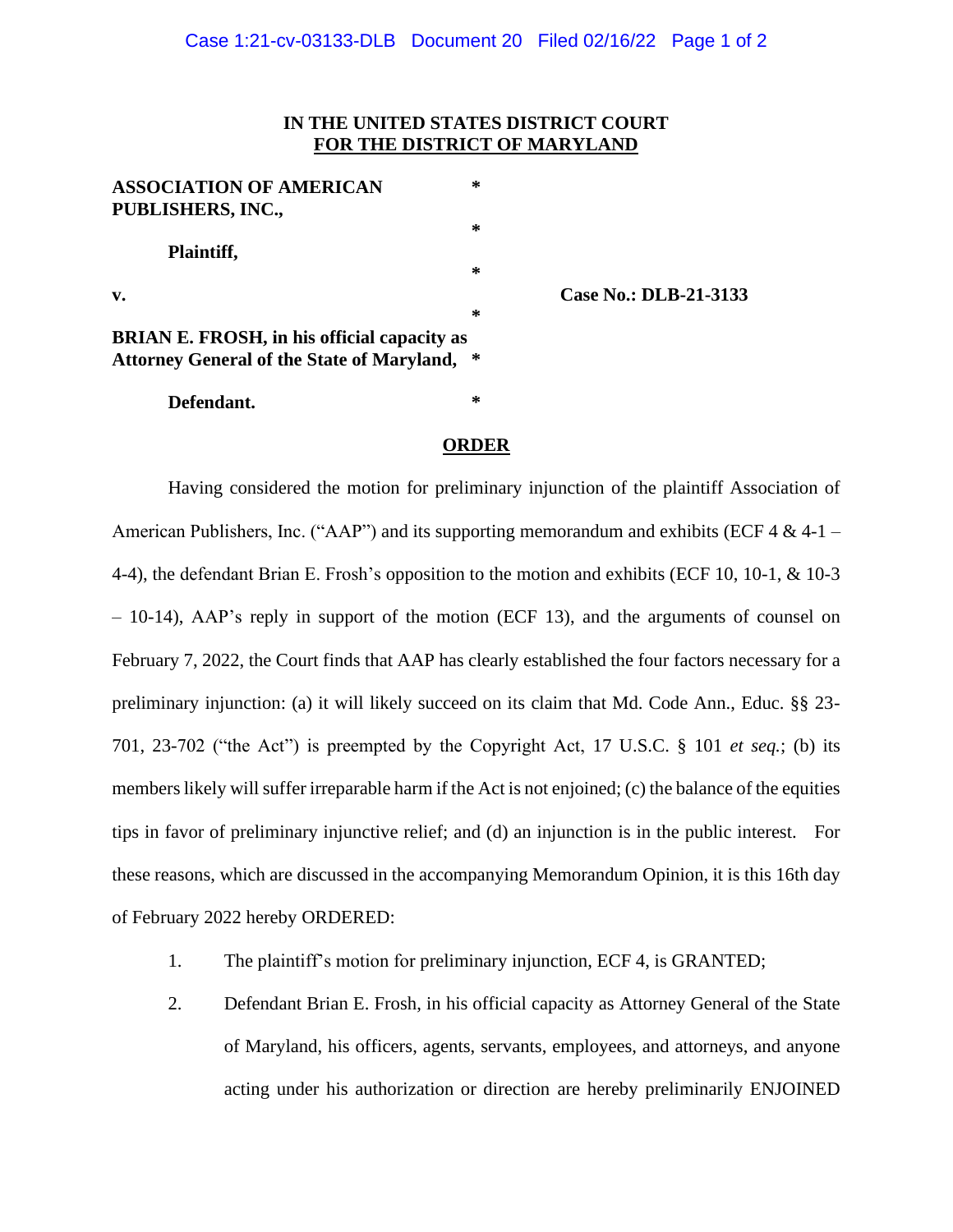**IN THE UNITED STATES DISTRICT COURT**
**FOR THE DISTRICT OF MARYLAND**

**ASSOCIATION OF AMERICAN PUBLISHERS, INC.,** *

*

**Plaintiff,** *

*

**v.** * **Case No.: DLB-21-3133**

*

**BRIAN E. FROSH, in his official capacity as Attorney General of the State of Maryland,** *

**Defendant.** *

**ORDER**

Having considered the motion for preliminary injunction of the plaintiff Association of American Publishers, Inc. ("AAP") and its supporting memorandum and exhibits (ECF 4 & 4-1 – 4-4), the defendant Brian E. Frosh's opposition to the motion and exhibits (ECF 10, 10-1, & 10-3 – 10-14), AAP's reply in support of the motion (ECF 13), and the arguments of counsel on February 7, 2022, the Court finds that AAP has clearly established the four factors necessary for a preliminary injunction: (a) it will likely succeed on its claim that Md. Code Ann., Educ. §§ 23-701, 23-702 ("the Act") is preempted by the Copyright Act, 17 U.S.C. § 101 *et seq.*; (b) its members likely will suffer irreparable harm if the Act is not enjoined; (c) the balance of the equities tips in favor of preliminary injunctive relief; and (d) an injunction is in the public interest. For these reasons, which are discussed in the accompanying Memorandum Opinion, it is this 16th day of February 2022 hereby ORDERED:

1. The plaintiff's motion for preliminary injunction, ECF 4, is GRANTED;
2. Defendant Brian E. Frosh, in his official capacity as Attorney General of the State of Maryland, his officers, agents, servants, employees, and attorneys, and anyone acting under his authorization or direction are hereby preliminarily ENJOINED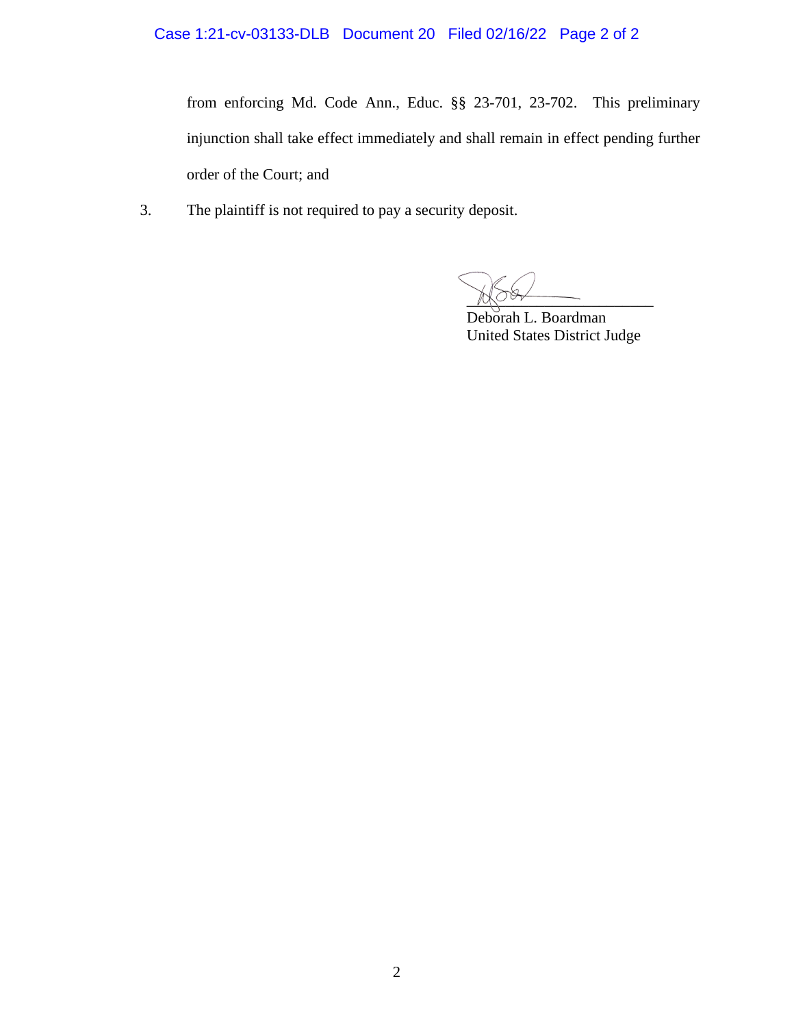from enforcing Md. Code Ann., Educ. §§ 23-701, 23-702. This preliminary injunction shall take effect immediately and shall remain in effect pending further order of the Court; and

3. The plaintiff is not required to pay a security deposit.

Deborah L. Boardman
United States District Judge